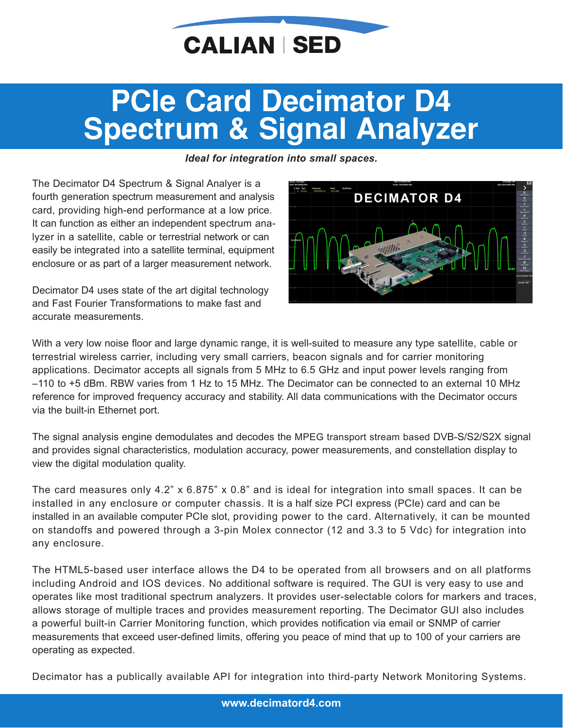CALIAN | SED

# PCIe Card Decimator D4 Spectrum & Signal Analyzer

***Ideal for integration into small spaces.***

The Decimator D4 Spectrum & Signal Analyer is a fourth generation spectrum measurement and analysis card, providing high-end performance at a low price. It can function as either an independent spectrum analyzer in a satellite, cable or terrestrial network or can easily be integrated into a satellite terminal, equipment enclosure or as part of a larger measurement network.

Decimator D4 uses state of the art digital technology and Fast Fourier Transformations to make fast and accurate measurements.

With a very low noise floor and large dynamic range, it is well-suited to measure any type satellite, cable or terrestrial wireless carrier, including very small carriers, beacon signals and for carrier monitoring applications. Decimator accepts all signals from 5 MHz to 6.5 GHz and input power levels ranging from –110 to +5 dBm. RBW varies from 1 Hz to 15 MHz. The Decimator can be connected to an external 10 MHz reference for improved frequency accuracy and stability. All data communications with the Decimator occurs via the built-in Ethernet port.

The signal analysis engine demodulates and decodes the MPEG transport stream based DVB-S/S2/S2X signal and provides signal characteristics, modulation accuracy, power measurements, and constellation display to view the digital modulation quality.

The card measures only 4.2” x 6.875” x 0.8” and is ideal for integration into small spaces. It can be installed in any enclosure or computer chassis. It is a half size PCI express (PCIe) card and can be installed in an available computer PCIe slot, providing power to the card. Alternatively, it can be mounted on standoffs and powered through a 3-pin Molex connector (12 and 3.3 to 5 Vdc) for integration into any enclosure.

The HTML5-based user interface allows the D4 to be operated from all browsers and on all platforms including Android and IOS devices. No additional software is required. The GUI is very easy to use and operates like most traditional spectrum analyzers. It provides user-selectable colors for markers and traces, allows storage of multiple traces and provides measurement reporting. The Decimator GUI also includes a powerful built-in Carrier Monitoring function, which provides notification via email or SNMP of carrier measurements that exceed user-defined limits, offering you peace of mind that up to 100 of your carriers are operating as expected.

Decimator has a publically available API for integration into third-party Network Monitoring Systems.

**www.decimatord4.com**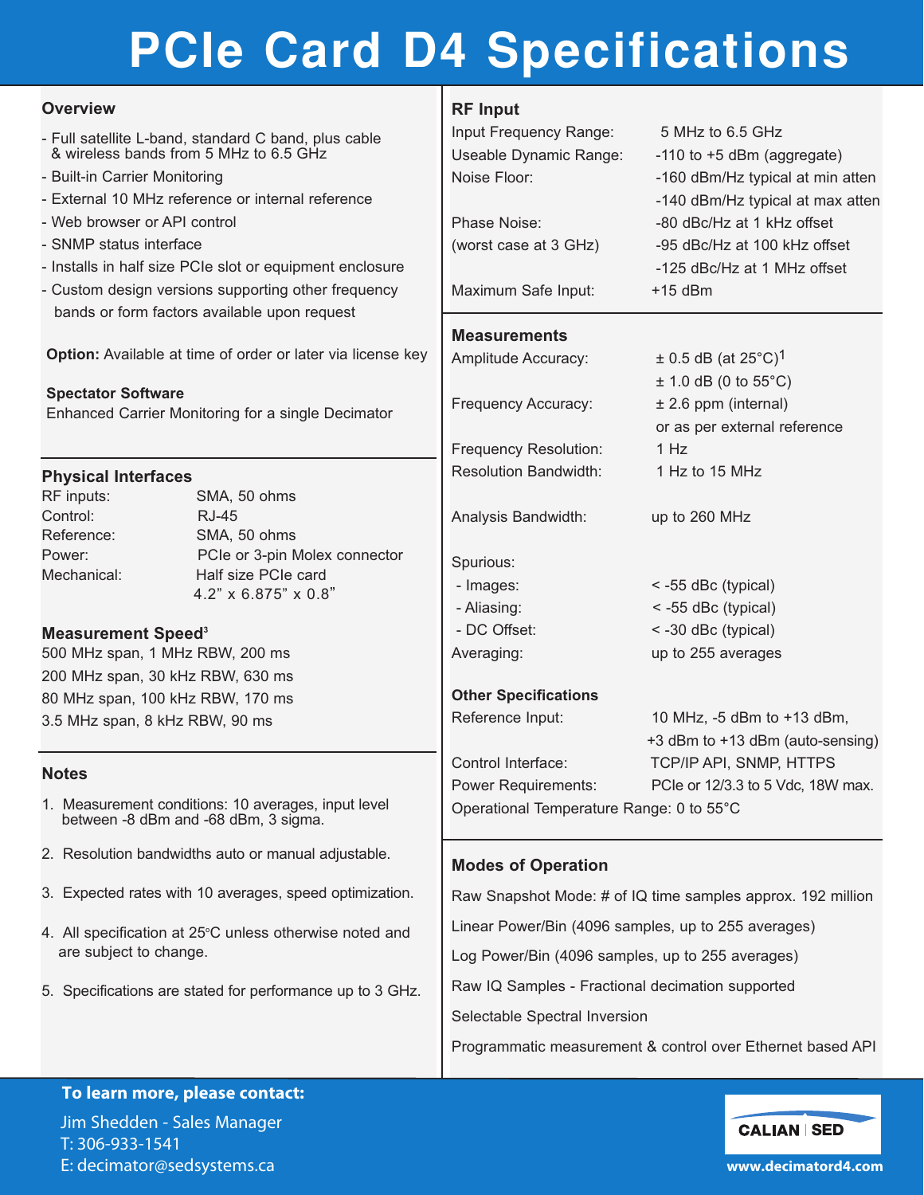# PCIe Card D4 Specifications

## Overview

- Full satellite L-band, standard C band, plus cable & wireless bands from 5 MHz to 6.5 GHz
- Built-in Carrier Monitoring
- External 10 MHz reference or internal reference
- Web browser or API control
- SNMP status interface
- Installs in half size PCIe slot or equipment enclosure
- Custom design versions supporting other frequency bands or form factors available upon request

**Option:** Available at time of order or later via license key

**Spectator Software**
Enhanced Carrier Monitoring for a single Decimator

## Physical Interfaces

| | |
|---|---|
| RF inputs: | SMA, 50 ohms |
| Control: | RJ-45 |
| Reference: | SMA, 50 ohms |
| Power: | PCIe or 3-pin Molex connector |
| Mechanical: | Half size PCIe card<br>4.2" x 6.875" x 0.8" |

## Measurement Speed[3]

500 MHz span, 1 MHz RBW, 200 ms
200 MHz span, 30 kHz RBW, 630 ms
80 MHz span, 100 kHz RBW, 170 ms
3.5 MHz span, 8 kHz RBW, 90 ms

## Notes

1. Measurement conditions: 10 averages, input level between -8 dBm and -68 dBm, 3 sigma.
2. Resolution bandwidths auto or manual adjustable.
3. Expected rates with 10 averages, speed optimization.
4. All specification at 25°C unless otherwise noted and are subject to change.
5. Specifications are stated for performance up to 3 GHz.

## RF Input

| | |
|---|---|
| Input Frequency Range: | 5 MHz to 6.5 GHz |
| Useable Dynamic Range: | -110 to +5 dBm (aggregate) |
| Noise Floor: | -160 dBm/Hz typical at min atten<br>-140 dBm/Hz typical at max atten |
| Phase Noise:<br>(worst case at 3 GHz) | -80 dBc/Hz at 1 kHz offset<br>-95 dBc/Hz at 100 kHz offset<br>-125 dBc/Hz at 1 MHz offset |
| Maximum Safe Input: | +15 dBm |

## Measurements

| | |
|---|---|
| Amplitude Accuracy: | ± 0.5 dB (at 25°C)[1]<br>± 1.0 dB (0 to 55°C) |
| Frequency Accuracy: | ± 2.6 ppm (internal)<br>or as per external reference |
| Frequency Resolution: | 1 Hz |
| Resolution Bandwidth: | 1 Hz to 15 MHz |
| Analysis Bandwidth: | up to 260 MHz |
| Spurious: | |
| - Images: | < -55 dBc (typical) |
| - Aliasing: | < -55 dBc (typical) |
| - DC Offset: | < -30 dBc (typical) |
| Averaging: | up to 255 averages |

### Other Specifications

| | |
|---|---|
| Reference Input: | 10 MHz, -5 dBm to +13 dBm,<br>+3 dBm to +13 dBm (auto-sensing) |
| Control Interface: | TCP/IP API, SNMP, HTTPS |
| Power Requirements: | PCIe or 12/3.3 to 5 Vdc, 18W max. |

Operational Temperature Range: 0 to 55°C

## Modes of Operation

Raw Snapshot Mode: # of IQ time samples approx. 192 million

Linear Power/Bin (4096 samples, up to 255 averages)

Log Power/Bin (4096 samples, up to 255 averages)

Raw IQ Samples - Fractional decimation supported

Selectable Spectral Inversion

Programmatic measurement & control over Ethernet based API

**To learn more, please contact:**

Jim Shedden - Sales Manager
T: 306-933-1541
E: decimator@sedsystems.ca

CALIAN | SED

www.decimatord4.com